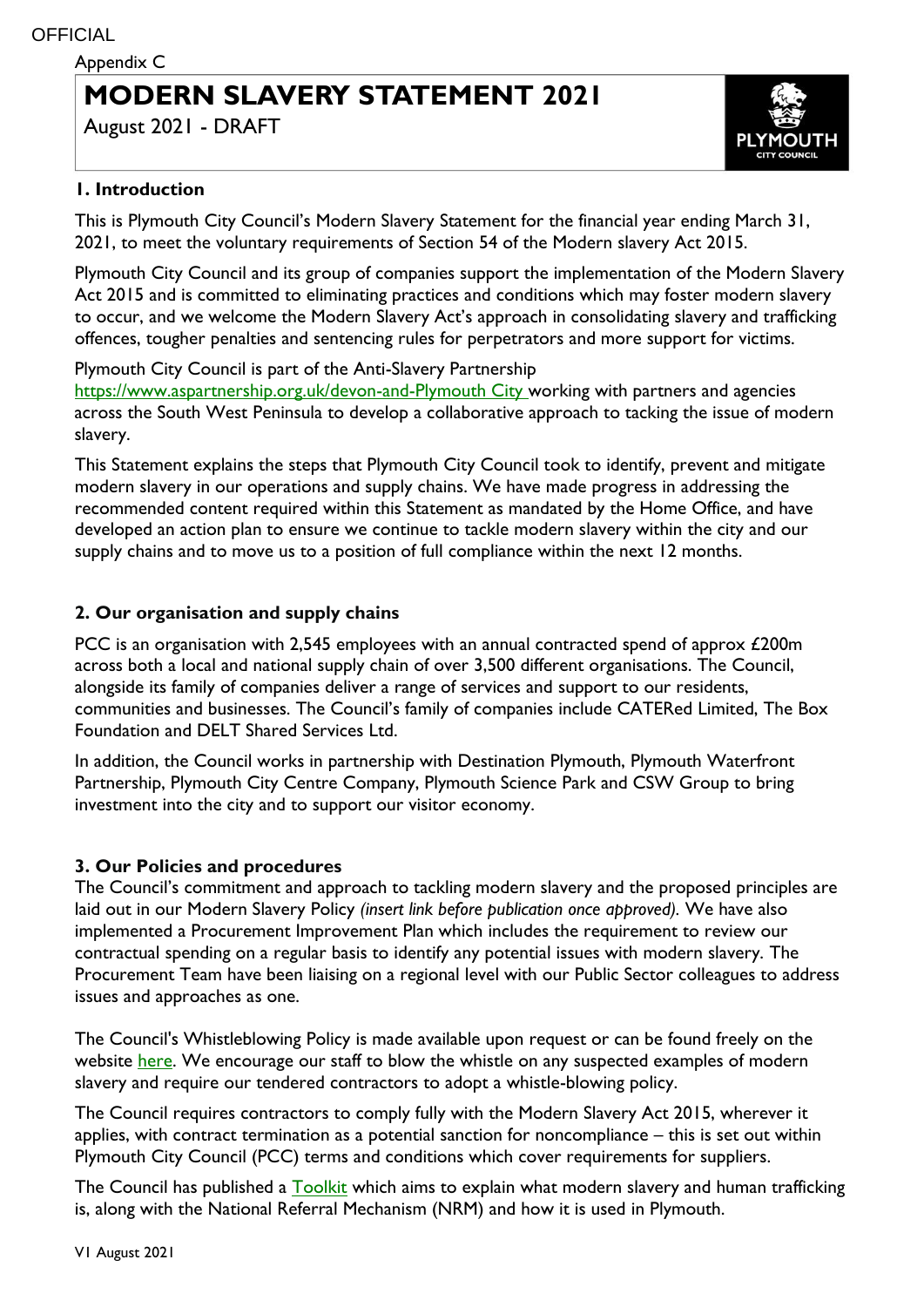OFFICIAL

Appendix C

# MODERN SLAVERY STATEMENT 2021

August 2021 - DRAFT

## 1. Introduction

This is Plymouth City Council's Modern Slavery Statement for the financial year ending March 31, 2021, to meet the voluntary requirements of Section 54 of the Modern slavery Act 2015.

Plymouth City Council and its group of companies support the implementation of the Modern Slavery Act 2015 and is committed to eliminating practices and conditions which may foster modern slavery to occur, and we welcome the Modern Slavery Act's approach in consolidating slavery and trafficking offences, tougher penalties and sentencing rules for perpetrators and more support for victims.

Plymouth City Council is part of the Anti-Slavery Partnership https://www.aspartnership.org.uk/devon-and-Plymouth City working with partners and agencies across the South West Peninsula to develop a collaborative approach to tacking the issue of modern slavery.

This Statement explains the steps that Plymouth City Council took to identify, prevent and mitigate modern slavery in our operations and supply chains. We have made progress in addressing the recommended content required within this Statement as mandated by the Home Office, and have developed an action plan to ensure we continue to tackle modern slavery within the city and our supply chains and to move us to a position of full compliance within the next 12 months.

## 2. Our organisation and supply chains

PCC is an organisation with 2,545 employees with an annual contracted spend of approx £200m across both a local and national supply chain of over 3,500 different organisations. The Council, alongside its family of companies deliver a range of services and support to our residents, communities and businesses. The Council's family of companies include CATERed Limited, The Box Foundation and DELT Shared Services Ltd.

In addition, the Council works in partnership with Destination Plymouth, Plymouth Waterfront Partnership, Plymouth City Centre Company, Plymouth Science Park and CSW Group to bring investment into the city and to support our visitor economy.

## 3. Our Policies and procedures

The Council's commitment and approach to tackling modern slavery and the proposed principles are laid out in our Modern Slavery Policy *(insert link before publication once approved).* We have also implemented a Procurement Improvement Plan which includes the requirement to review our contractual spending on a regular basis to identify any potential issues with modern slavery. The Procurement Team have been liaising on a regional level with our Public Sector colleagues to address issues and approaches as one.

The Council's Whistleblowing Policy is made available upon request or can be found freely on the website here. We encourage our staff to blow the whistle on any suspected examples of modern slavery and require our tendered contractors to adopt a whistle-blowing policy.

The Council requires contractors to comply fully with the Modern Slavery Act 2015, wherever it applies, with contract termination as a potential sanction for noncompliance – this is set out within Plymouth City Council (PCC) terms and conditions which cover requirements for suppliers.

The Council has published a Toolkit which aims to explain what modern slavery and human trafficking is, along with the National Referral Mechanism (NRM) and how it is used in Plymouth.

V1 August 2021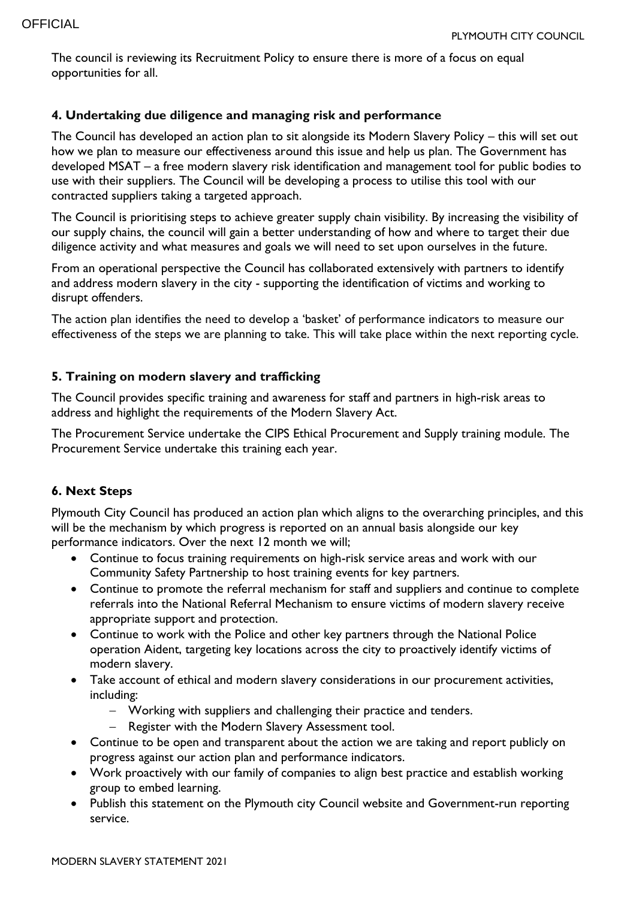The council is reviewing its Recruitment Policy to ensure there is more of a focus on equal opportunities for all.

### 4. Undertaking due diligence and managing risk and performance

The Council has developed an action plan to sit alongside its Modern Slavery Policy – this will set out how we plan to measure our effectiveness around this issue and help us plan. The Government has developed MSAT – a free modern slavery risk identification and management tool for public bodies to use with their suppliers. The Council will be developing a process to utilise this tool with our contracted suppliers taking a targeted approach.

The Council is prioritising steps to achieve greater supply chain visibility. By increasing the visibility of our supply chains, the council will gain a better understanding of how and where to target their due diligence activity and what measures and goals we will need to set upon ourselves in the future.

From an operational perspective the Council has collaborated extensively with partners to identify and address modern slavery in the city - supporting the identification of victims and working to disrupt offenders.

The action plan identifies the need to develop a 'basket' of performance indicators to measure our effectiveness of the steps we are planning to take. This will take place within the next reporting cycle.

### 5. Training on modern slavery and trafficking

The Council provides specific training and awareness for staff and partners in high-risk areas to address and highlight the requirements of the Modern Slavery Act.

The Procurement Service undertake the CIPS Ethical Procurement and Supply training module. The Procurement Service undertake this training each year.

### 6. Next Steps

Plymouth City Council has produced an action plan which aligns to the overarching principles, and this will be the mechanism by which progress is reported on an annual basis alongside our key performance indicators. Over the next 12 month we will;

- Continue to focus training requirements on high-risk service areas and work with our Community Safety Partnership to host training events for key partners.
- Continue to promote the referral mechanism for staff and suppliers and continue to complete referrals into the National Referral Mechanism to ensure victims of modern slavery receive appropriate support and protection.
- Continue to work with the Police and other key partners through the National Police operation Aident, targeting key locations across the city to proactively identify victims of modern slavery.
- Take account of ethical and modern slavery considerations in our procurement activities, including:
  - Working with suppliers and challenging their practice and tenders.
  - Register with the Modern Slavery Assessment tool.
- Continue to be open and transparent about the action we are taking and report publicly on progress against our action plan and performance indicators.
- Work proactively with our family of companies to align best practice and establish working group to embed learning.
- Publish this statement on the Plymouth city Council website and Government-run reporting service.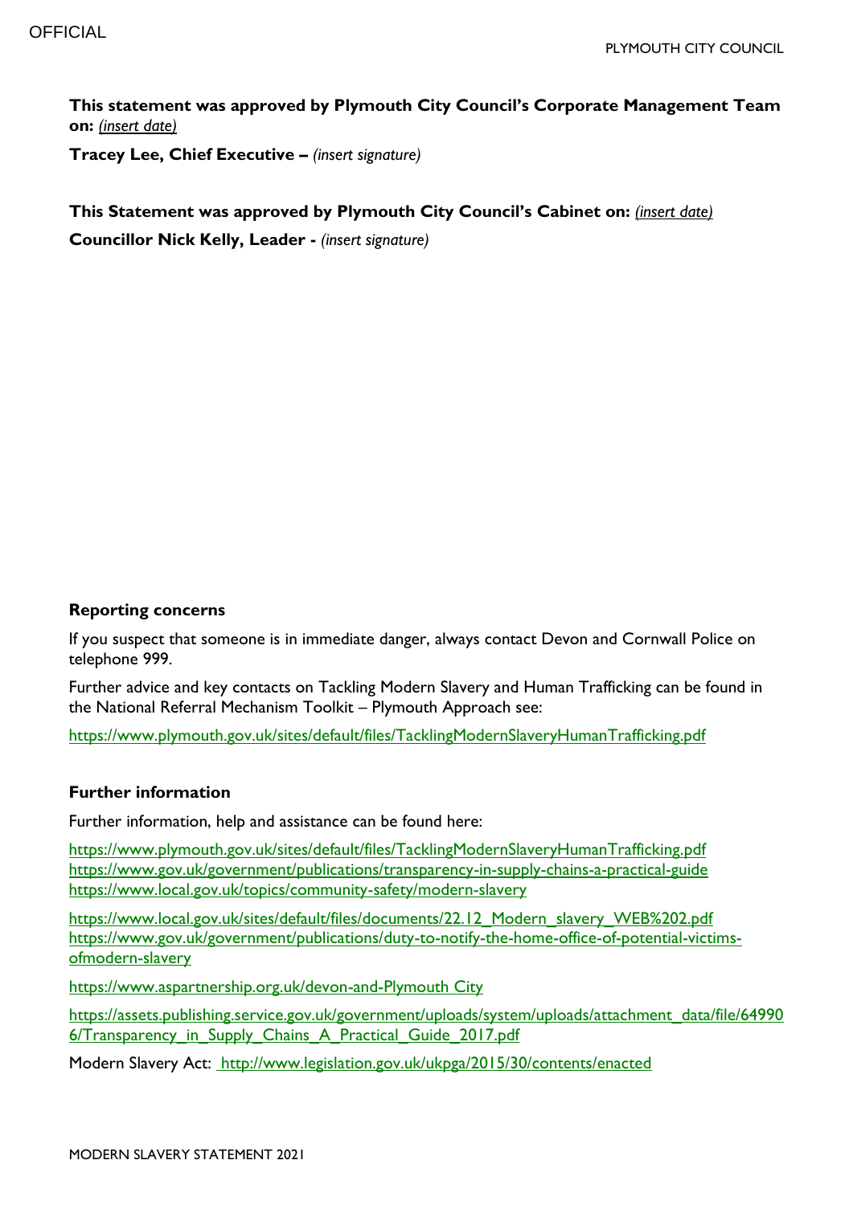**This statement was approved by Plymouth City Council's Corporate Management Team on:** *(insert date)*

**Tracey Lee, Chief Executive –** *(insert signature)*

**This Statement was approved by Plymouth City Council's Cabinet on:** *(insert date)*

**Councillor Nick Kelly, Leader -** *(insert signature)*

**Reporting concerns**

If you suspect that someone is in immediate danger, always contact Devon and Cornwall Police on telephone 999.

Further advice and key contacts on Tackling Modern Slavery and Human Trafficking can be found in the National Referral Mechanism Toolkit – Plymouth Approach see:

https://www.plymouth.gov.uk/sites/default/files/TacklingModernSlaveryHumanTrafficking.pdf

**Further information**

Further information, help and assistance can be found here:

https://www.plymouth.gov.uk/sites/default/files/TacklingModernSlaveryHumanTrafficking.pdf
https://www.gov.uk/government/publications/transparency-in-supply-chains-a-practical-guide
https://www.local.gov.uk/topics/community-safety/modern-slavery

https://www.local.gov.uk/sites/default/files/documents/22.12_Modern_slavery_WEB%202.pdf
https://www.gov.uk/government/publications/duty-to-notify-the-home-office-of-potential-victims-ofmodern-slavery

https://www.aspartnership.org.uk/devon-and-Plymouth City

https://assets.publishing.service.gov.uk/government/uploads/system/uploads/attachment_data/file/649906/Transparency_in_Supply_Chains_A_Practical_Guide_2017.pdf

Modern Slavery Act: http://www.legislation.gov.uk/ukpga/2015/30/contents/enacted